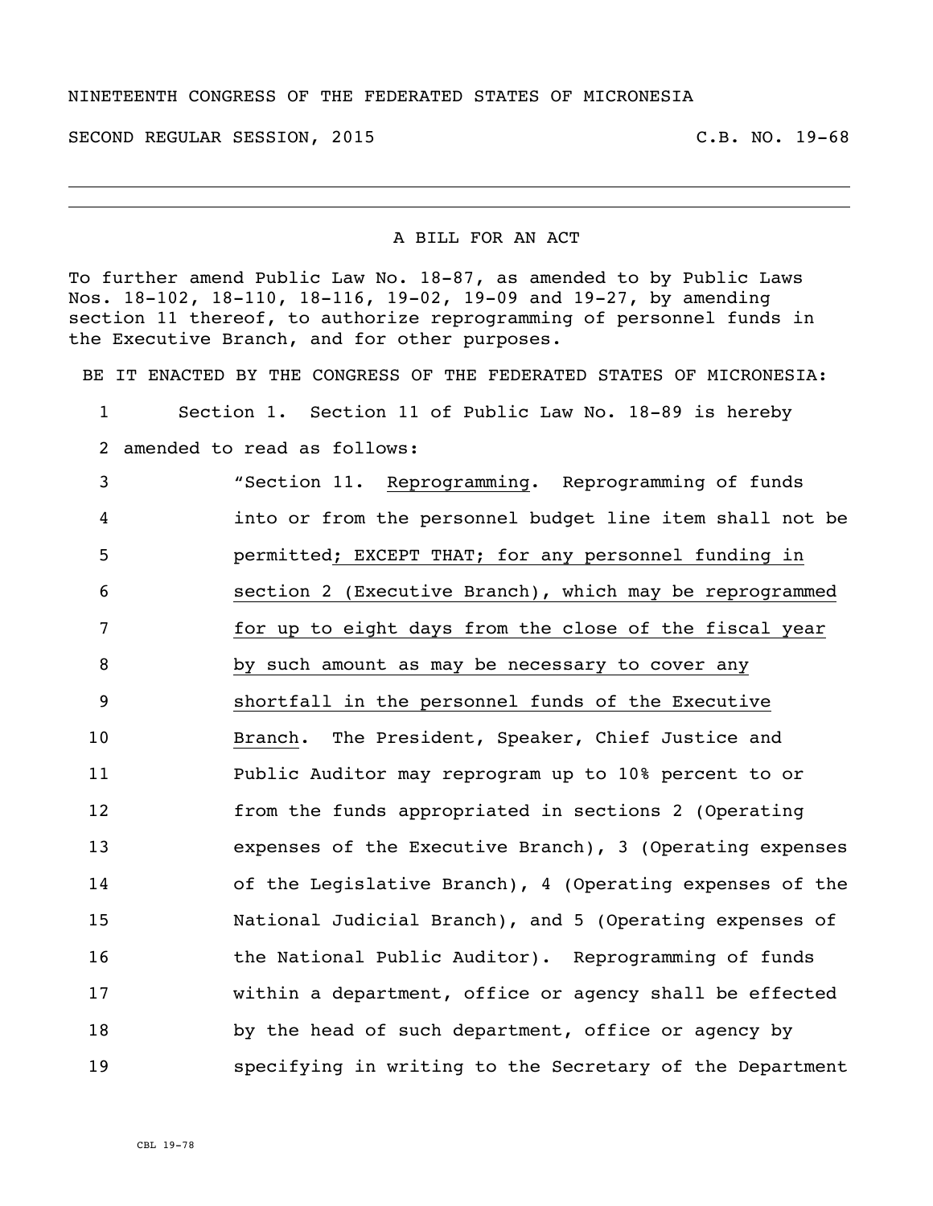NINETEENTH CONGRESS OF THE FEDERATED STATES OF MICRONESIA

SECOND REGULAR SESSION, 2015 C.B. NO. 19-68

---

A BILL FOR AN ACT

To further amend Public Law No. 18-87, as amended to by Public Laws Nos. 18-102, 18-110, 18-116, 19-02, 19-09 and 19-27, by amending section 11 thereof, to authorize reprogramming of personnel funds in the Executive Branch, and for other purposes.

BE IT ENACTED BY THE CONGRESS OF THE FEDERATED STATES OF MICRONESIA:

1 Section 1. Section 11 of Public Law No. 18-89 is hereby
2 amended to read as follows:

3 "Section 11. <u>Reprogramming</u>. Reprogramming of funds
4 into or from the personnel budget line item shall not be
5 permitted<u>; EXCEPT THAT; for any personnel funding in</u>
6 <u>section 2 (Executive Branch), which may be reprogrammed</u>
7 <u>for up to eight days from the close of the fiscal year</u>
8 <u>by such amount as may be necessary to cover any</u>
9 <u>shortfall in the personnel funds of the Executive</u>
10 <u>Branch</u>. The President, Speaker, Chief Justice and
11 Public Auditor may reprogram up to 10% percent to or
12 from the funds appropriated in sections 2 (Operating
13 expenses of the Executive Branch), 3 (Operating expenses
14 of the Legislative Branch), 4 (Operating expenses of the
15 National Judicial Branch), and 5 (Operating expenses of
16 the National Public Auditor). Reprogramming of funds
17 within a department, office or agency shall be effected
18 by the head of such department, office or agency by
19 specifying in writing to the Secretary of the Department

CBL 19-78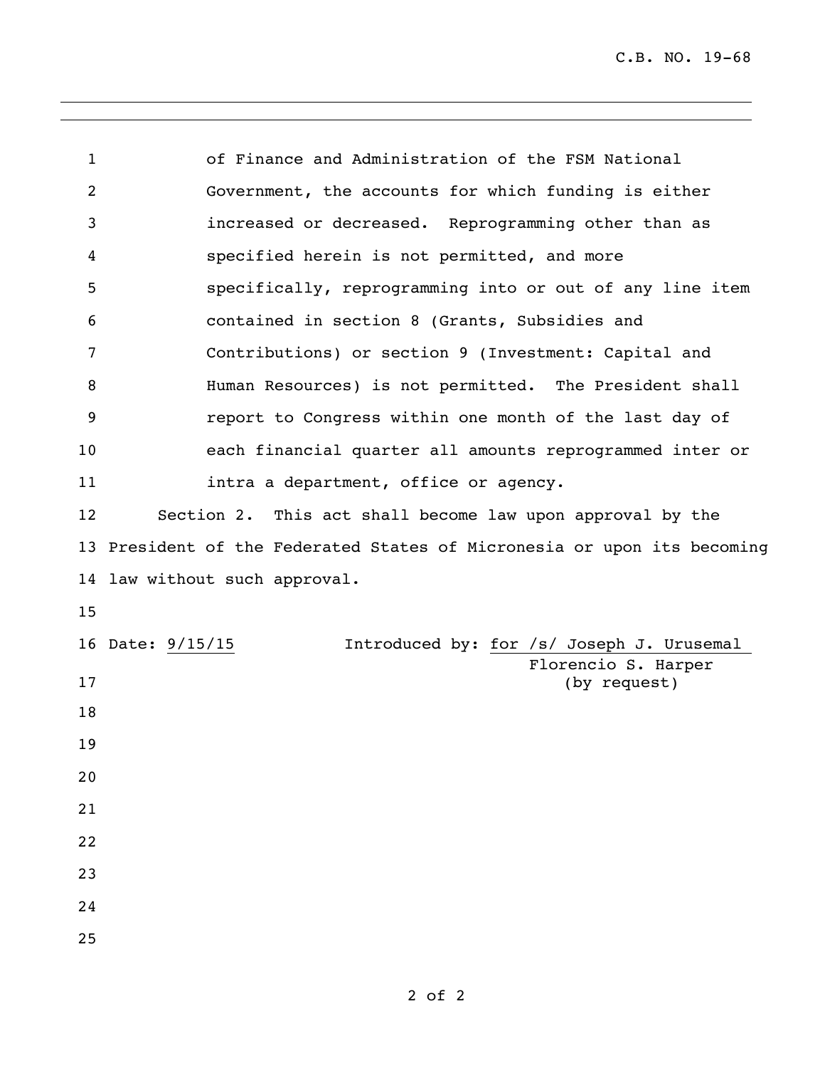of Finance and Administration of the FSM National Government, the accounts for which funding is either increased or decreased. Reprogramming other than as specified herein is not permitted, and more specifically, reprogramming into or out of any line item contained in section 8 (Grants, Subsidies and Contributions) or section 9 (Investment: Capital and Human Resources) is not permitted. The President shall report to Congress within one month of the last day of each financial quarter all amounts reprogrammed inter or intra a department, office or agency.

Section 2. This act shall become law upon approval by the President of the Federated States of Micronesia or upon its becoming law without such approval.

Date: 9/15/15

Introduced by: for /s/ Joseph J. Urusemal
Florencio S. Harper
(by request)